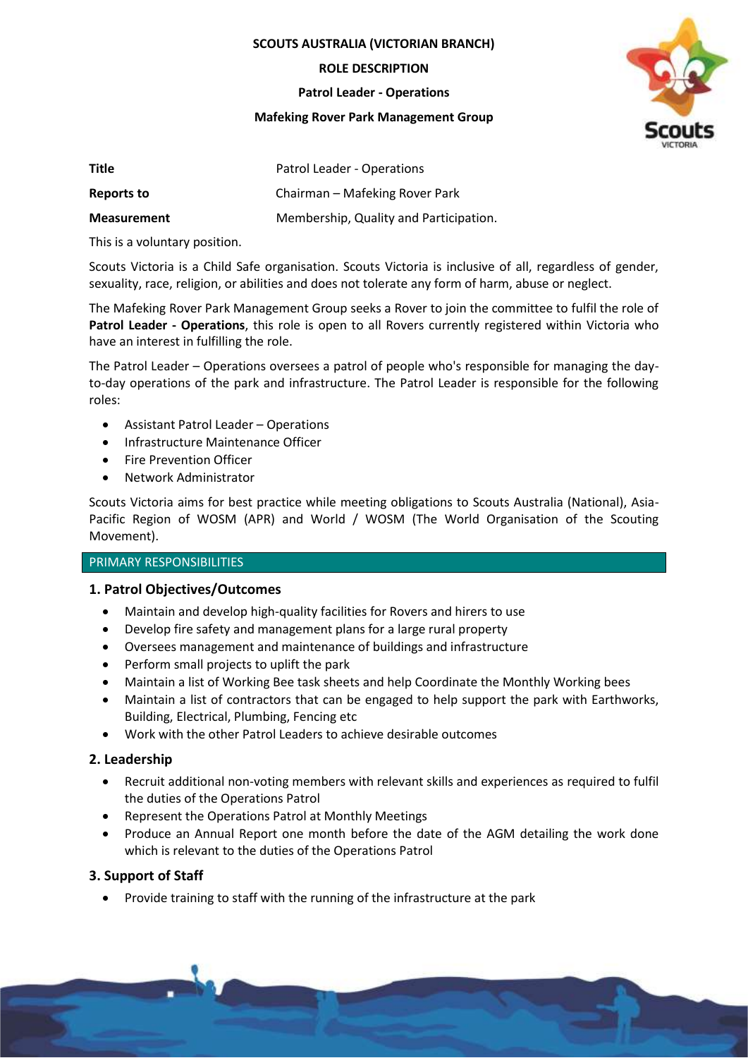**SCOUTS AUSTRALIA (VICTORIAN BRANCH)**

**ROLE DESCRIPTION**

**Patrol Leader - Operations**

**Mafeking Rover Park Management Group**

| | |
|---|---|
| **Title** | Patrol Leader - Operations |
| **Reports to** | Chairman – Mafeking Rover Park |
| **Measurement** | Membership, Quality and Participation. |

This is a voluntary position.

Scouts Victoria is a Child Safe organisation. Scouts Victoria is inclusive of all, regardless of gender, sexuality, race, religion, or abilities and does not tolerate any form of harm, abuse or neglect.

The Mafeking Rover Park Management Group seeks a Rover to join the committee to fulfil the role of **Patrol Leader - Operations**, this role is open to all Rovers currently registered within Victoria who have an interest in fulfilling the role.

The Patrol Leader – Operations oversees a patrol of people who's responsible for managing the day-to-day operations of the park and infrastructure. The Patrol Leader is responsible for the following roles:

- Assistant Patrol Leader – Operations
- Infrastructure Maintenance Officer
- Fire Prevention Officer
- Network Administrator

Scouts Victoria aims for best practice while meeting obligations to Scouts Australia (National), Asia-Pacific Region of WOSM (APR) and World / WOSM (The World Organisation of the Scouting Movement).

## PRIMARY RESPONSIBILITIES

### 1. Patrol Objectives/Outcomes

- Maintain and develop high-quality facilities for Rovers and hirers to use
- Develop fire safety and management plans for a large rural property
- Oversees management and maintenance of buildings and infrastructure
- Perform small projects to uplift the park
- Maintain a list of Working Bee task sheets and help Coordinate the Monthly Working bees
- Maintain a list of contractors that can be engaged to help support the park with Earthworks, Building, Electrical, Plumbing, Fencing etc
- Work with the other Patrol Leaders to achieve desirable outcomes

### 2. Leadership

- Recruit additional non-voting members with relevant skills and experiences as required to fulfil the duties of the Operations Patrol
- Represent the Operations Patrol at Monthly Meetings
- Produce an Annual Report one month before the date of the AGM detailing the work done which is relevant to the duties of the Operations Patrol

### 3. Support of Staff

- Provide training to staff with the running of the infrastructure at the park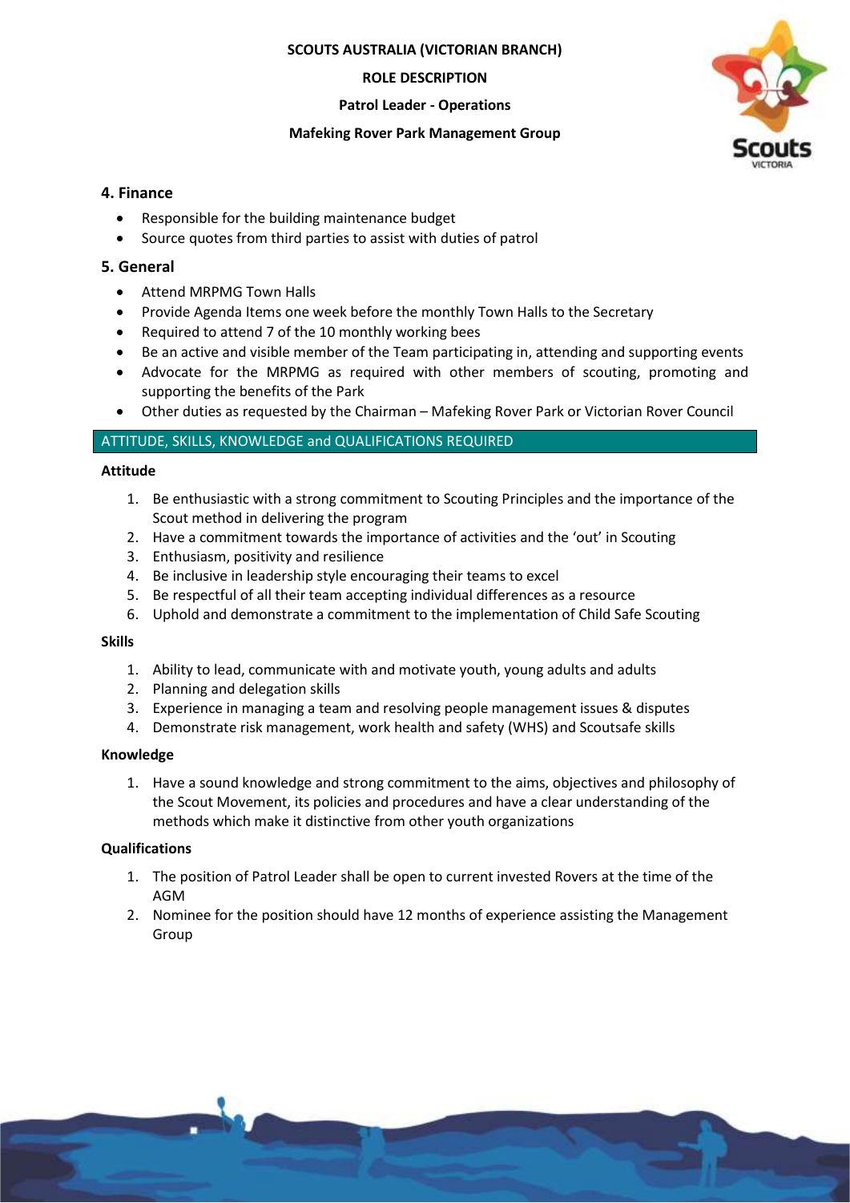**SCOUTS AUSTRALIA (VICTORIAN BRANCH)**

**ROLE DESCRIPTION**

**Patrol Leader - Operations**

**Mafeking Rover Park Management Group**

## 4. Finance

- Responsible for the building maintenance budget
- Source quotes from third parties to assist with duties of patrol

## 5. General

- Attend MRPMG Town Halls
- Provide Agenda Items one week before the monthly Town Halls to the Secretary
- Required to attend 7 of the 10 monthly working bees
- Be an active and visible member of the Team participating in, attending and supporting events
- Advocate for the MRPMG as required with other members of scouting, promoting and supporting the benefits of the Park
- Other duties as requested by the Chairman – Mafeking Rover Park or Victorian Rover Council

## ATTITUDE, SKILLS, KNOWLEDGE and QUALIFICATIONS REQUIRED

### Attitude

1. Be enthusiastic with a strong commitment to Scouting Principles and the importance of the Scout method in delivering the program
2. Have a commitment towards the importance of activities and the 'out' in Scouting
3. Enthusiasm, positivity and resilience
4. Be inclusive in leadership style encouraging their teams to excel
5. Be respectful of all their team accepting individual differences as a resource
6. Uphold and demonstrate a commitment to the implementation of Child Safe Scouting

### Skills

1. Ability to lead, communicate with and motivate youth, young adults and adults
2. Planning and delegation skills
3. Experience in managing a team and resolving people management issues & disputes
4. Demonstrate risk management, work health and safety (WHS) and Scoutsafe skills

### Knowledge

1. Have a sound knowledge and strong commitment to the aims, objectives and philosophy of the Scout Movement, its policies and procedures and have a clear understanding of the methods which make it distinctive from other youth organizations

### Qualifications

1. The position of Patrol Leader shall be open to current invested Rovers at the time of the AGM
2. Nominee for the position should have 12 months of experience assisting the Management Group